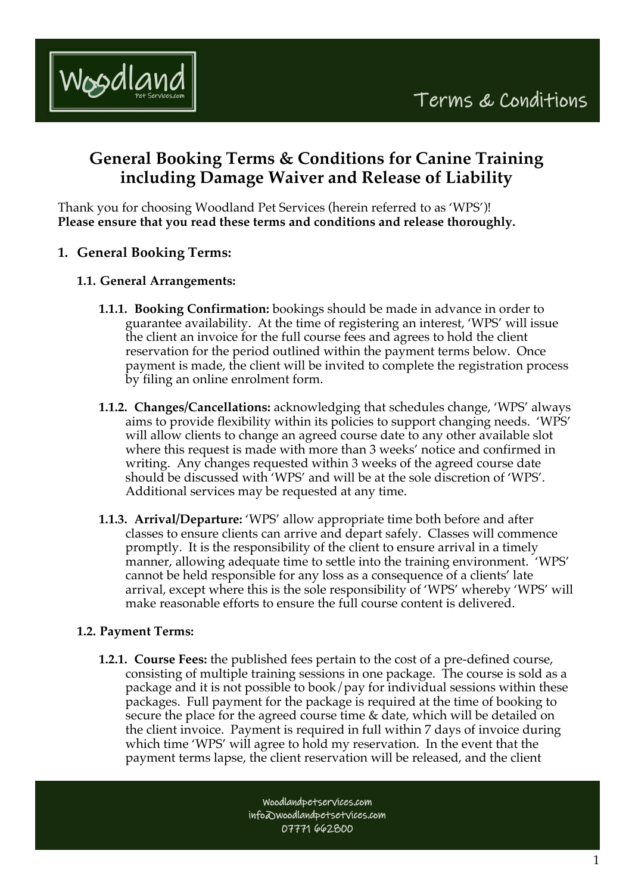# General Booking Terms & Conditions for Canine Training including Damage Waiver and Release of Liability

Thank you for choosing Woodland Pet Services (herein referred to as 'WPS')!
**Please ensure that you read these terms and conditions and release thoroughly.**

## 1. General Booking Terms:

### 1.1. General Arrangements:

**1.1.1. Booking Confirmation:** bookings should be made in advance in order to guarantee availability. At the time of registering an interest, 'WPS' will issue the client an invoice for the full course fees and agrees to hold the client reservation for the period outlined within the payment terms below. Once payment is made, the client will be invited to complete the registration process by filing an online enrolment form.

**1.1.2. Changes/Cancellations:** acknowledging that schedules change, 'WPS' always aims to provide flexibility within its policies to support changing needs. 'WPS' will allow clients to change an agreed course date to any other available slot where this request is made with more than 3 weeks' notice and confirmed in writing. Any changes requested within 3 weeks of the agreed course date should be discussed with 'WPS' and will be at the sole discretion of 'WPS'. Additional services may be requested at any time.

**1.1.3. Arrival/Departure:** 'WPS' allow appropriate time both before and after classes to ensure clients can arrive and depart safely. Classes will commence promptly. It is the responsibility of the client to ensure arrival in a timely manner, allowing adequate time to settle into the training environment. 'WPS' cannot be held responsible for any loss as a consequence of a clients' late arrival, except where this is the sole responsibility of 'WPS' whereby 'WPS' will make reasonable efforts to ensure the full course content is delivered.

### 1.2. Payment Terms:

**1.2.1. Course Fees:** the published fees pertain to the cost of a pre-defined course, consisting of multiple training sessions in one package. The course is sold as a package and it is not possible to book/pay for individual sessions within these packages. Full payment for the package is required at the time of booking to secure the place for the agreed course time & date, which will be detailed on the client invoice. Payment is required in full within 7 days of invoice during which time 'WPS' will agree to hold my reservation. In the event that the payment terms lapse, the client reservation will be released, and the client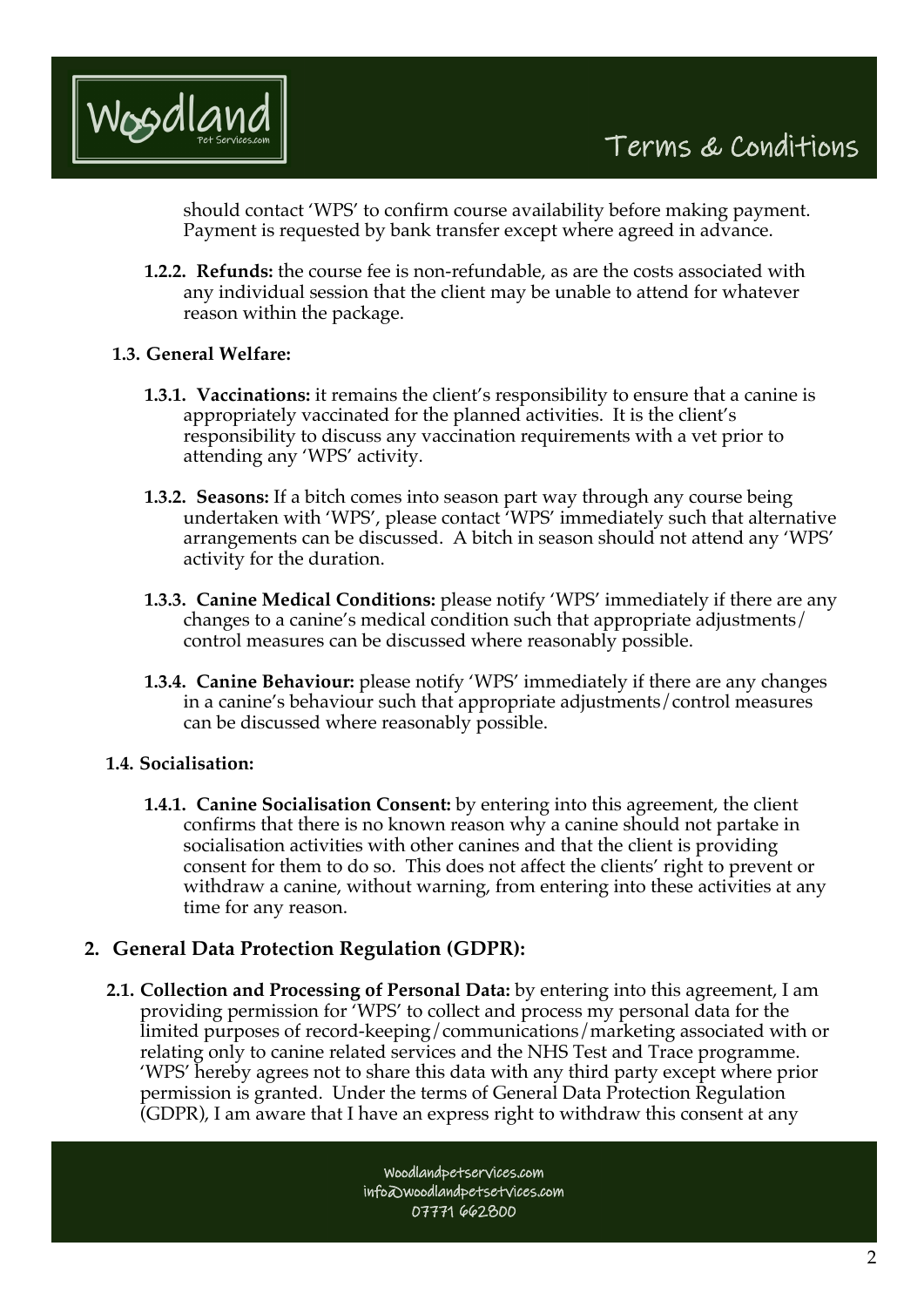should contact 'WPS' to confirm course availability before making payment. Payment is requested by bank transfer except where agreed in advance.

**1.2.2. Refunds:** the course fee is non-refundable, as are the costs associated with any individual session that the client may be unable to attend for whatever reason within the package.

### 1.3. General Welfare:

**1.3.1. Vaccinations:** it remains the client's responsibility to ensure that a canine is appropriately vaccinated for the planned activities. It is the client's responsibility to discuss any vaccination requirements with a vet prior to attending any 'WPS' activity.

**1.3.2. Seasons:** If a bitch comes into season part way through any course being undertaken with 'WPS', please contact 'WPS' immediately such that alternative arrangements can be discussed. A bitch in season should not attend any 'WPS' activity for the duration.

**1.3.3. Canine Medical Conditions:** please notify 'WPS' immediately if there are any changes to a canine's medical condition such that appropriate adjustments/ control measures can be discussed where reasonably possible.

**1.3.4. Canine Behaviour:** please notify 'WPS' immediately if there are any changes in a canine's behaviour such that appropriate adjustments/control measures can be discussed where reasonably possible.

### 1.4. Socialisation:

**1.4.1. Canine Socialisation Consent:** by entering into this agreement, the client confirms that there is no known reason why a canine should not partake in socialisation activities with other canines and that the client is providing consent for them to do so. This does not affect the clients' right to prevent or withdraw a canine, without warning, from entering into these activities at any time for any reason.

## 2. General Data Protection Regulation (GDPR):

**2.1. Collection and Processing of Personal Data:** by entering into this agreement, I am providing permission for 'WPS' to collect and process my personal data for the limited purposes of record-keeping/communications/marketing associated with or relating only to canine related services and the NHS Test and Trace programme. 'WPS' hereby agrees not to share this data with any third party except where prior permission is granted. Under the terms of General Data Protection Regulation (GDPR), I am aware that I have an express right to withdraw this consent at any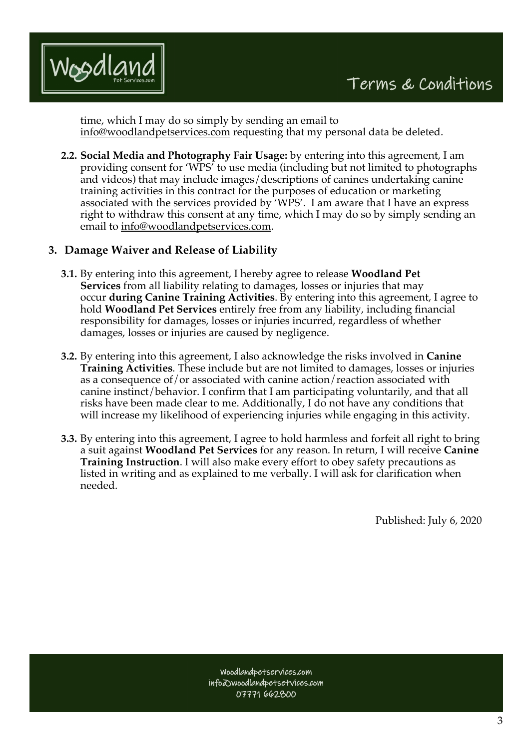time, which I may do so simply by sending an email to info@woodlandpetservices.com requesting that my personal data be deleted.

**2.2. Social Media and Photography Fair Usage:** by entering into this agreement, I am providing consent for 'WPS' to use media (including but not limited to photographs and videos) that may include images/descriptions of canines undertaking canine training activities in this contract for the purposes of education or marketing associated with the services provided by 'WPS'. I am aware that I have an express right to withdraw this consent at any time, which I may do so by simply sending an email to info@woodlandpetservices.com.

## 3. Damage Waiver and Release of Liability

**3.1.** By entering into this agreement, I hereby agree to release **Woodland Pet Services** from all liability relating to damages, losses or injuries that may occur **during Canine Training Activities**. By entering into this agreement, I agree to hold **Woodland Pet Services** entirely free from any liability, including financial responsibility for damages, losses or injuries incurred, regardless of whether damages, losses or injuries are caused by negligence.

**3.2.** By entering into this agreement, I also acknowledge the risks involved in **Canine Training Activities**. These include but are not limited to damages, losses or injuries as a consequence of/or associated with canine action/reaction associated with canine instinct/behavior. I confirm that I am participating voluntarily, and that all risks have been made clear to me. Additionally, I do not have any conditions that will increase my likelihood of experiencing injuries while engaging in this activity.

**3.3.** By entering into this agreement, I agree to hold harmless and forfeit all right to bring a suit against **Woodland Pet Services** for any reason. In return, I will receive **Canine Training Instruction**. I will also make every effort to obey safety precautions as listed in writing and as explained to me verbally. I will ask for clarification when needed.

Published: July 6, 2020